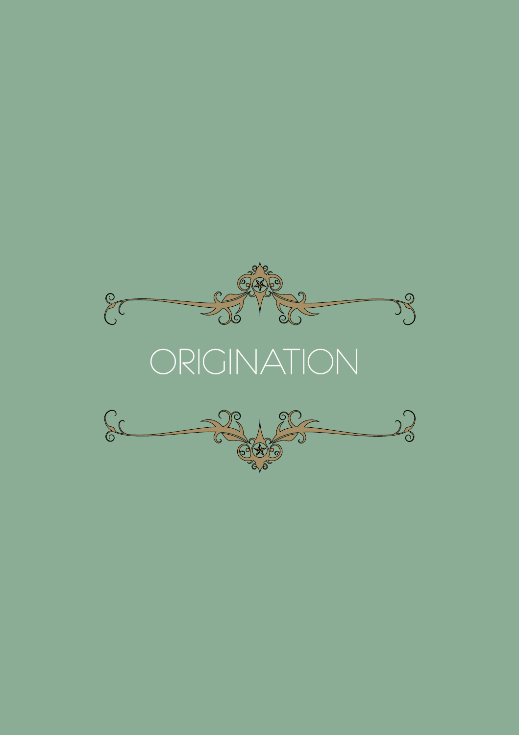# ORIGINATION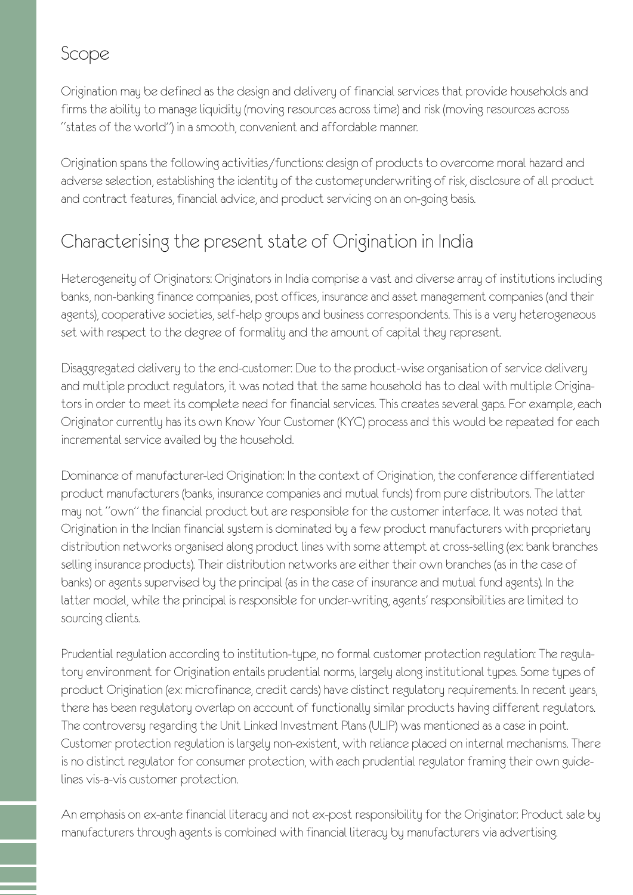## Scope

Origination may be defined as the design and delivery of financial services that provide households and firms the ability to manage liquidity (moving resources across time) and risk (moving resources across "states of the world") in a smooth, convenient and affordable manner.

Origination spans the following activities/functions: design of products to overcome moral hazard and adverse selection, establishing the identity of the customer, underwriting of risk, disclosure of all product and contract features, financial advice, and product servicing on an on-going basis.

## Characterising the present state of Origination in India

Heterogeneity of Originators: Originators in India comprise a vast and diverse array of institutions including banks, non-banking finance companies, post offices, insurance and asset management companies (and their agents), cooperative societies, self-help groups and business correspondents. This is a very heterogeneous set with respect to the degree of formality and the amount of capital they represent.

Disaggregated delivery to the end-customer: Due to the product-wise organisation of service delivery and multiple product regulators, it was noted that the same household has to deal with multiple Originators in order to meet its complete need for financial services. This creates several gaps. For example, each Originator currently has its own Know Your Customer (KYC) process and this would be repeated for each incremental service availed by the household.

Dominance of manufacturer-led Origination: In the context of Origination, the conference differentiated product manufacturers (banks, insurance companies and mutual funds) from pure distributors. The latter may not "own" the financial product but are responsible for the customer interface. It was noted that Origination in the Indian financial system is dominated by a few product manufacturers with proprietary distribution networks organised along product lines with some attempt at cross-selling (ex: bank branches selling insurance products). Their distribution networks are either their own branches (as in the case of banks) or agents supervised by the principal (as in the case of insurance and mutual fund agents). In the latter model, while the principal is responsible for under-writing, agents' responsibilities are limited to sourcing clients.

Prudential regulation according to institution-type, no formal customer protection regulation: The regulatory environment for Origination entails prudential norms, largely along institutional types. Some types of product Origination (ex: microfinance, credit cards) have distinct regulatory requirements. In recent years, there has been regulatory overlap on account of functionally similar products having different regulators. The controversy regarding the Unit Linked Investment Plans (ULIP) was mentioned as a case in point. Customer protection regulation is largely non-existent, with reliance placed on internal mechanisms. There is no distinct regulator for consumer protection, with each prudential regulator framing their own guidelines vis-a-vis customer protection.

An emphasis on ex-ante financial literacy and not ex-post responsibility for the Originator: Product sale by manufacturers through agents is combined with financial literacy by manufacturers via advertising.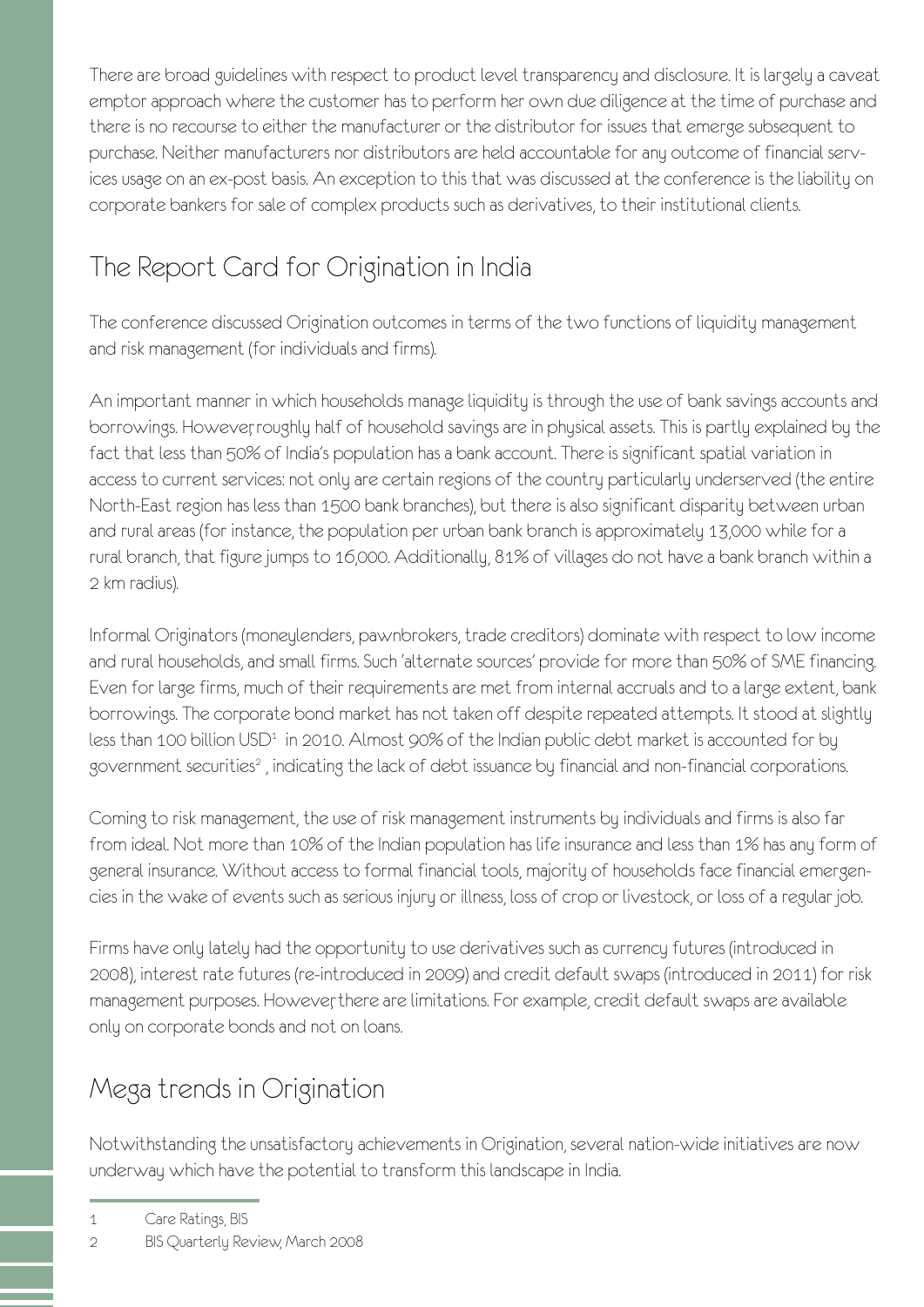There are broad guidelines with respect to product level transparency and disclosure. It is largely a caveat emptor approach where the customer has to perform her own due diligence at the time of purchase and there is no recourse to either the manufacturer or the distributor for issues that emerge subsequent to purchase. Neither manufacturers nor distributors are held accountable for any outcome of financial services usage on an ex-post basis. An exception to this that was discussed at the conference is the liability on corporate bankers for sale of complex products such as derivatives, to their institutional clients.

## The Report Card for Origination in India

The conference discussed Origination outcomes in terms of the two functions of liquidity management and risk management (for individuals and firms).

An important manner in which households manage liquidity is through the use of bank savings accounts and borrowings. However, roughly half of household savings are in physical assets. This is partly explained by the fact that less than 50% of India's population has a bank account. There is significant spatial variation in access to current services: not only are certain regions of the country particularly underserved (the entire North-East region has less than 1500 bank branches), but there is also significant disparity between urban and rural areas (for instance, the population per urban bank branch is approximately 13,000 while for a rural branch, that figure jumps to 16,000. Additionally, 81% of villages do not have a bank branch within a 2 km radius).

Informal Originators (moneylenders, pawnbrokers, trade creditors) dominate with respect to low income and rural households, and small firms. Such 'alternate sources' provide for more than 50% of SME financing. Even for large firms, much of their requirements are met from internal accruals and to a large extent, bank borrowings. The corporate bond market has not taken off despite repeated attempts. It stood at slightly less than 100 billion USD[1] in 2010. Almost 90% of the Indian public debt market is accounted for by government securities[2], indicating the lack of debt issuance by financial and non-financial corporations.

Coming to risk management, the use of risk management instruments by individuals and firms is also far from ideal. Not more than 10% of the Indian population has life insurance and less than 1% has any form of general insurance. Without access to formal financial tools, majority of households face financial emergencies in the wake of events such as serious injury or illness, loss of crop or livestock, or loss of a regular job.

Firms have only lately had the opportunity to use derivatives such as currency futures (introduced in 2008), interest rate futures (re-introduced in 2009) and credit default swaps (introduced in 2011) for risk management purposes. However, there are limitations. For example, credit default swaps are available only on corporate bonds and not on loans.

## Mega trends in Origination

Notwithstanding the unsatisfactory achievements in Origination, several nation-wide initiatives are now underway which have the potential to transform this landscape in India.

---

1 Care Ratings, BIS

2 BIS Quarterly Review, March 2008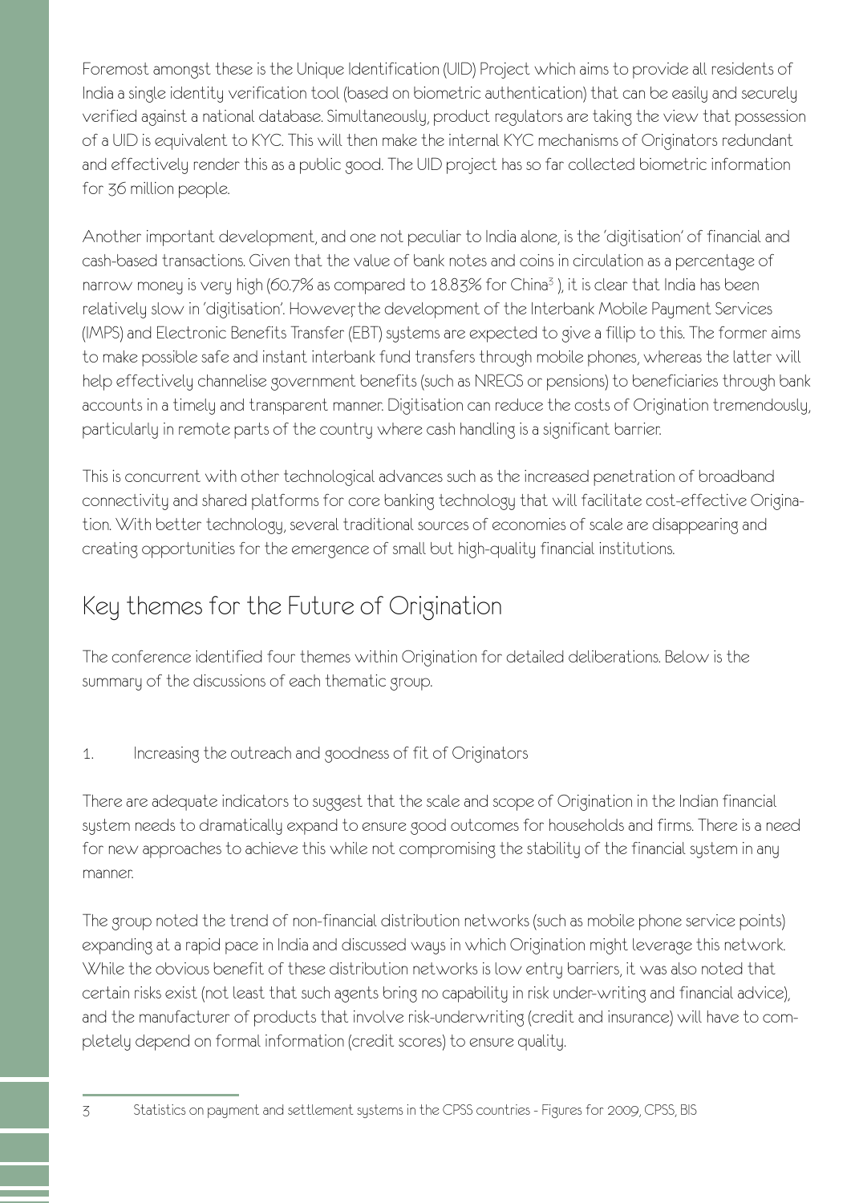Foremost amongst these is the Unique Identification (UID) Project which aims to provide all residents of India a single identity verification tool (based on biometric authentication) that can be easily and securely verified against a national database. Simultaneously, product regulators are taking the view that possession of a UID is equivalent to KYC. This will then make the internal KYC mechanisms of Originators redundant and effectively render this as a public good. The UID project has so far collected biometric information for 36 million people.

Another important development, and one not peculiar to India alone, is the 'digitisation' of financial and cash-based transactions. Given that the value of bank notes and coins in circulation as a percentage of narrow money is very high (60.7% as compared to 18.83% for China[3] ), it is clear that India has been relatively slow in 'digitisation'. However, the development of the Interbank Mobile Payment Services (IMPS) and Electronic Benefits Transfer (EBT) systems are expected to give a fillip to this. The former aims to make possible safe and instant interbank fund transfers through mobile phones, whereas the latter will help effectively channelise government benefits (such as NREGS or pensions) to beneficiaries through bank accounts in a timely and transparent manner. Digitisation can reduce the costs of Origination tremendously, particularly in remote parts of the country where cash handling is a significant barrier.

This is concurrent with other technological advances such as the increased penetration of broadband connectivity and shared platforms for core banking technology that will facilitate cost-effective Origination. With better technology, several traditional sources of economies of scale are disappearing and creating opportunities for the emergence of small but high-quality financial institutions.

## Key themes for the Future of Origination

The conference identified four themes within Origination for detailed deliberations. Below is the summary of the discussions of each thematic group.

1. Increasing the outreach and goodness of fit of Originators

There are adequate indicators to suggest that the scale and scope of Origination in the Indian financial system needs to dramatically expand to ensure good outcomes for households and firms. There is a need for new approaches to achieve this while not compromising the stability of the financial system in any manner.

The group noted the trend of non-financial distribution networks (such as mobile phone service points) expanding at a rapid pace in India and discussed ways in which Origination might leverage this network. While the obvious benefit of these distribution networks is low entry barriers, it was also noted that certain risks exist (not least that such agents bring no capability in risk under-writing and financial advice), and the manufacturer of products that involve risk-underwriting (credit and insurance) will have to completely depend on formal information (credit scores) to ensure quality.

---

3 Statistics on payment and settlement systems in the CPSS countries - Figures for 2009, CPSS, BIS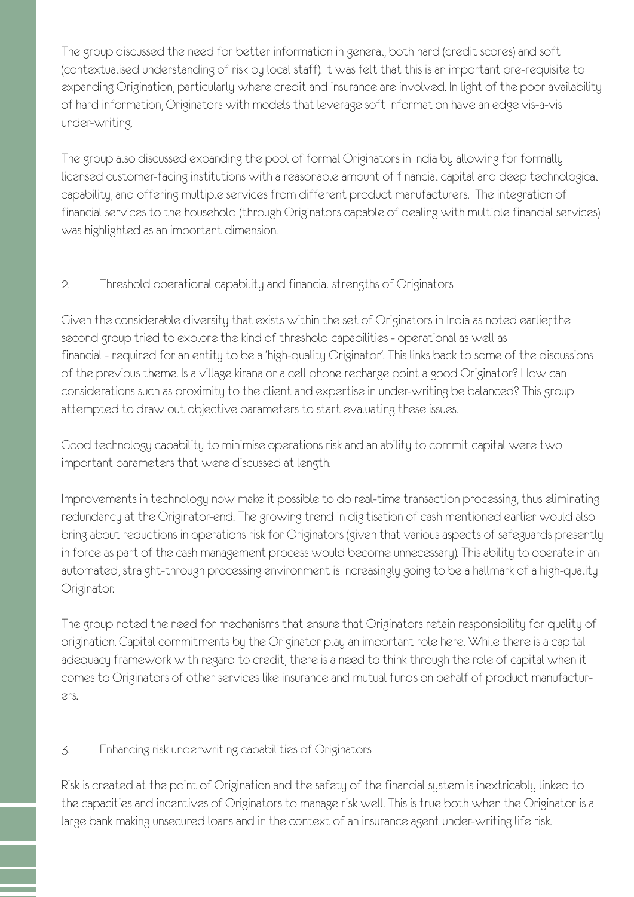The group discussed the need for better information in general, both hard (credit scores) and soft (contextualised understanding of risk by local staff). It was felt that this is an important pre-requisite to expanding Origination, particularly where credit and insurance are involved. In light of the poor availability of hard information, Originators with models that leverage soft information have an edge vis-a-vis under-writing.

The group also discussed expanding the pool of formal Originators in India by allowing for formally licensed customer-facing institutions with a reasonable amount of financial capital and deep technological capability, and offering multiple services from different product manufacturers. The integration of financial services to the household (through Originators capable of dealing with multiple financial services) was highlighted as an important dimension.

## 2. Threshold operational capability and financial strengths of Originators

Given the considerable diversity that exists within the set of Originators in India as noted earlier, the second group tried to explore the kind of threshold capabilities - operational as well as financial - required for an entity to be a 'high-quality Originator'. This links back to some of the discussions of the previous theme. Is a village kirana or a cell phone recharge point a good Originator? How can considerations such as proximity to the client and expertise in under-writing be balanced? This group attempted to draw out objective parameters to start evaluating these issues.

Good technology capability to minimise operations risk and an ability to commit capital were two important parameters that were discussed at length.

Improvements in technology now make it possible to do real-time transaction processing, thus eliminating redundancy at the Originator-end. The growing trend in digitisation of cash mentioned earlier would also bring about reductions in operations risk for Originators (given that various aspects of safeguards presently in force as part of the cash management process would become unnecessary). This ability to operate in an automated, straight-through processing environment is increasingly going to be a hallmark of a high-quality Originator.

The group noted the need for mechanisms that ensure that Originators retain responsibility for quality of origination. Capital commitments by the Originator play an important role here. While there is a capital adequacy framework with regard to credit, there is a need to think through the role of capital when it comes to Originators of other services like insurance and mutual funds on behalf of product manufacturers.

## 3. Enhancing risk underwriting capabilities of Originators

Risk is created at the point of Origination and the safety of the financial system is inextricably linked to the capacities and incentives of Originators to manage risk well. This is true both when the Originator is a large bank making unsecured loans and in the context of an insurance agent under-writing life risk.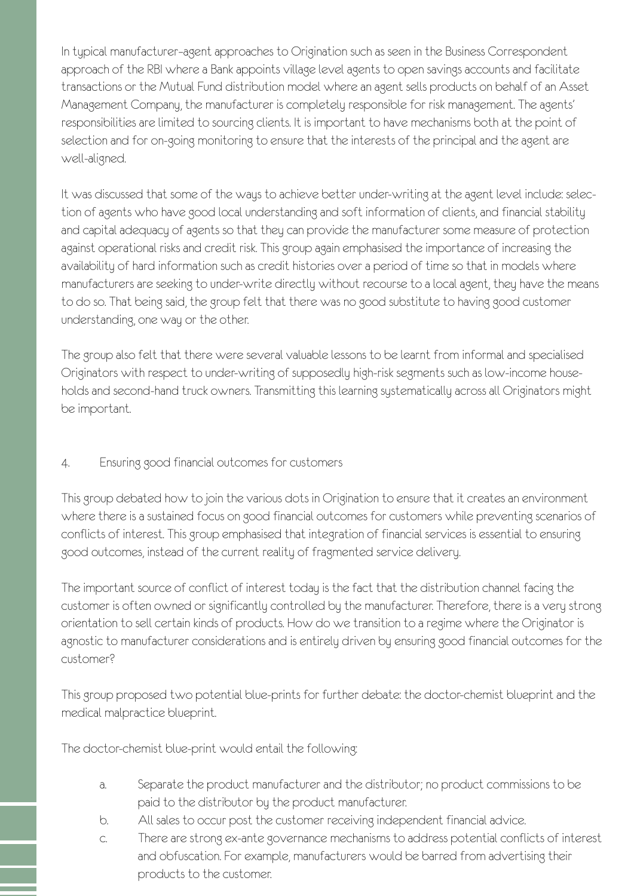In typical manufacturer-agent approaches to Origination such as seen in the Business Correspondent approach of the RBI where a Bank appoints village level agents to open savings accounts and facilitate transactions or the Mutual Fund distribution model where an agent sells products on behalf of an Asset Management Company, the manufacturer is completely responsible for risk management. The agents' responsibilities are limited to sourcing clients. It is important to have mechanisms both at the point of selection and for on-going monitoring to ensure that the interests of the principal and the agent are well-aligned.

It was discussed that some of the ways to achieve better under-writing at the agent level include: selection of agents who have good local understanding and soft information of clients, and financial stability and capital adequacy of agents so that they can provide the manufacturer some measure of protection against operational risks and credit risk. This group again emphasised the importance of increasing the availability of hard information such as credit histories over a period of time so that in models where manufacturers are seeking to under-write directly without recourse to a local agent, they have the means to do so. That being said, the group felt that there was no good substitute to having good customer understanding, one way or the other.

The group also felt that there were several valuable lessons to be learnt from informal and specialised Originators with respect to under-writing of supposedly high-risk segments such as low-income households and second-hand truck owners. Transmitting this learning systematically across all Originators might be important.

## 4. Ensuring good financial outcomes for customers

This group debated how to join the various dots in Origination to ensure that it creates an environment where there is a sustained focus on good financial outcomes for customers while preventing scenarios of conflicts of interest. This group emphasised that integration of financial services is essential to ensuring good outcomes, instead of the current reality of fragmented service delivery.

The important source of conflict of interest today is the fact that the distribution channel facing the customer is often owned or significantly controlled by the manufacturer. Therefore, there is a very strong orientation to sell certain kinds of products. How do we transition to a regime where the Originator is agnostic to manufacturer considerations and is entirely driven by ensuring good financial outcomes for the customer?

This group proposed two potential blue-prints for further debate: the doctor-chemist blueprint and the medical malpractice blueprint.

The doctor-chemist blue-print would entail the following:

a. Separate the product manufacturer and the distributor; no product commissions to be paid to the distributor by the product manufacturer.
b. All sales to occur post the customer receiving independent financial advice.
c. There are strong ex-ante governance mechanisms to address potential conflicts of interest and obfuscation. For example, manufacturers would be barred from advertising their products to the customer.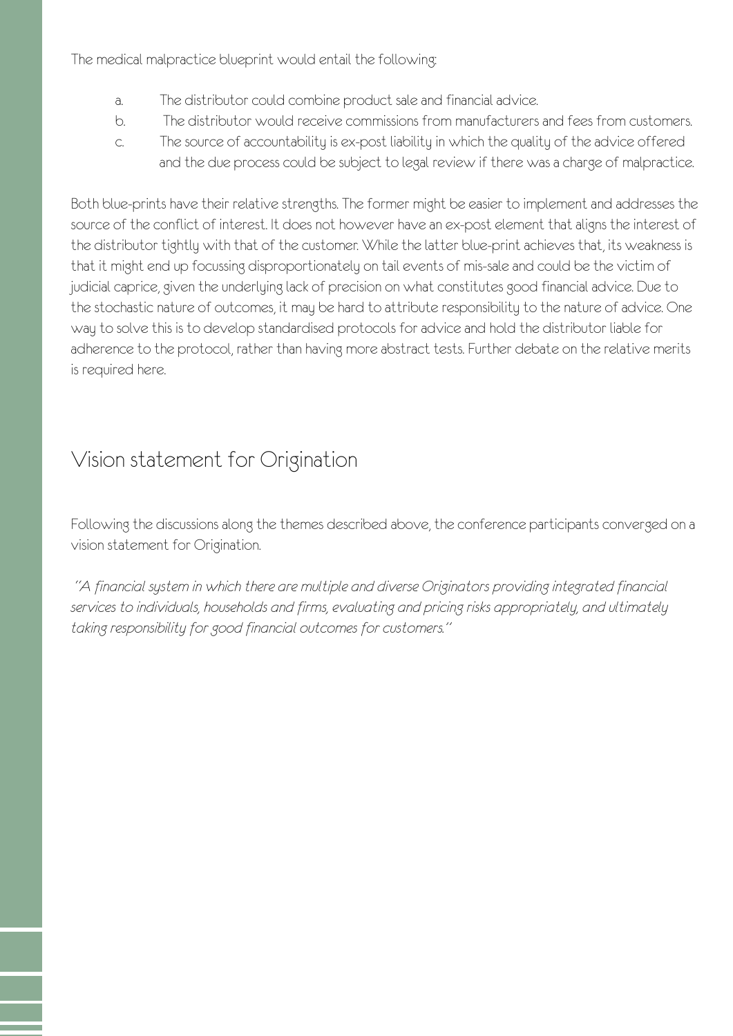The medical malpractice blueprint would entail the following:

a. The distributor could combine product sale and financial advice.
b. The distributor would receive commissions from manufacturers and fees from customers.
c. The source of accountability is ex-post liability in which the quality of the advice offered and the due process could be subject to legal review if there was a charge of malpractice.

Both blue-prints have their relative strengths. The former might be easier to implement and addresses the source of the conflict of interest. It does not however have an ex-post element that aligns the interest of the distributor tightly with that of the customer. While the latter blue-print achieves that, its weakness is that it might end up focussing disproportionately on tail events of mis-sale and could be the victim of judicial caprice, given the underlying lack of precision on what constitutes good financial advice. Due to the stochastic nature of outcomes, it may be hard to attribute responsibility to the nature of advice. One way to solve this is to develop standardised protocols for advice and hold the distributor liable for adherence to the protocol, rather than having more abstract tests. Further debate on the relative merits is required here.

## Vision statement for Origination

Following the discussions along the themes described above, the conference participants converged on a vision statement for Origination.

*"A financial system in which there are multiple and diverse Originators providing integrated financial services to individuals, households and firms, evaluating and pricing risks appropriately, and ultimately taking responsibility for good financial outcomes for customers."*